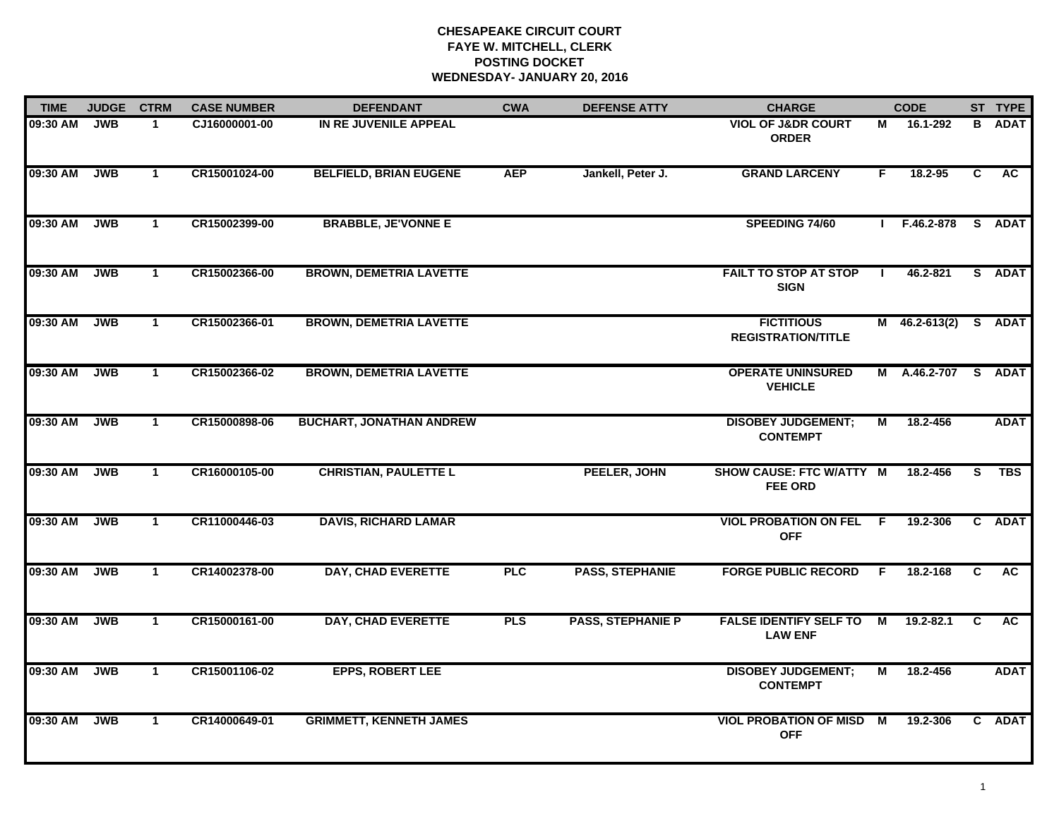# CHESAPEAKE CIRCUIT COURT
## FAYE W. MITCHELL, CLERK
## POSTING DOCKET
## WEDNESDAY- JANUARY 20, 2016

| TIME | JUDGE | CTRM | CASE NUMBER | DEFENDANT | CWA | DEFENSE ATTY | CHARGE | | CODE | ST | TYPE |
|---|---|---|---|---|---|---|---|---|---|---|---|
| 09:30 AM | JWB | 1 | CJ16000001-00 | IN RE JUVENILE APPEAL | | | VIOL OF J&DR COURT ORDER | M | 16.1-292 | B | ADAT |
| 09:30 AM | JWB | 1 | CR15001024-00 | BELFIELD, BRIAN EUGENE | AEP | Jankell, Peter J. | GRAND LARCENY | F | 18.2-95 | C | AC |
| 09:30 AM | JWB | 1 | CR15002399-00 | BRABBLE, JE'VONNE E | | | SPEEDING 74/60 | I | F.46.2-878 | S | ADAT |
| 09:30 AM | JWB | 1 | CR15002366-00 | BROWN, DEMETRIA LAVETTE | | | FAILT TO STOP AT STOP SIGN | I | 46.2-821 | S | ADAT |
| 09:30 AM | JWB | 1 | CR15002366-01 | BROWN, DEMETRIA LAVETTE | | | FICTITIOUS REGISTRATION/TITLE | M | 46.2-613(2) | S | ADAT |
| 09:30 AM | JWB | 1 | CR15002366-02 | BROWN, DEMETRIA LAVETTE | | | OPERATE UNINSURED VEHICLE | M | A.46.2-707 | S | ADAT |
| 09:30 AM | JWB | 1 | CR15000898-06 | BUCHART, JONATHAN ANDREW | | | DISOBEY JUDGEMENT; CONTEMPT | M | 18.2-456 | | ADAT |
| 09:30 AM | JWB | 1 | CR16000105-00 | CHRISTIAN, PAULETTE L | | PEELER, JOHN | SHOW CAUSE: FTC W/ATTY FEE ORD | M | 18.2-456 | S | TBS |
| 09:30 AM | JWB | 1 | CR11000446-03 | DAVIS, RICHARD LAMAR | | | VIOL PROBATION ON FEL OFF | F | 19.2-306 | C | ADAT |
| 09:30 AM | JWB | 1 | CR14002378-00 | DAY, CHAD EVERETTE | PLC | PASS, STEPHANIE | FORGE PUBLIC RECORD | F | 18.2-168 | C | AC |
| 09:30 AM | JWB | 1 | CR15000161-00 | DAY, CHAD EVERETTE | PLS | PASS, STEPHANIE P | FALSE IDENTIFY SELF TO LAW ENF | M | 19.2-82.1 | C | AC |
| 09:30 AM | JWB | 1 | CR15001106-02 | EPPS, ROBERT LEE | | | DISOBEY JUDGEMENT; CONTEMPT | M | 18.2-456 | | ADAT |
| 09:30 AM | JWB | 1 | CR14000649-01 | GRIMMETT, KENNETH JAMES | | | VIOL PROBATION OF MISD OFF | M | 19.2-306 | C | ADAT |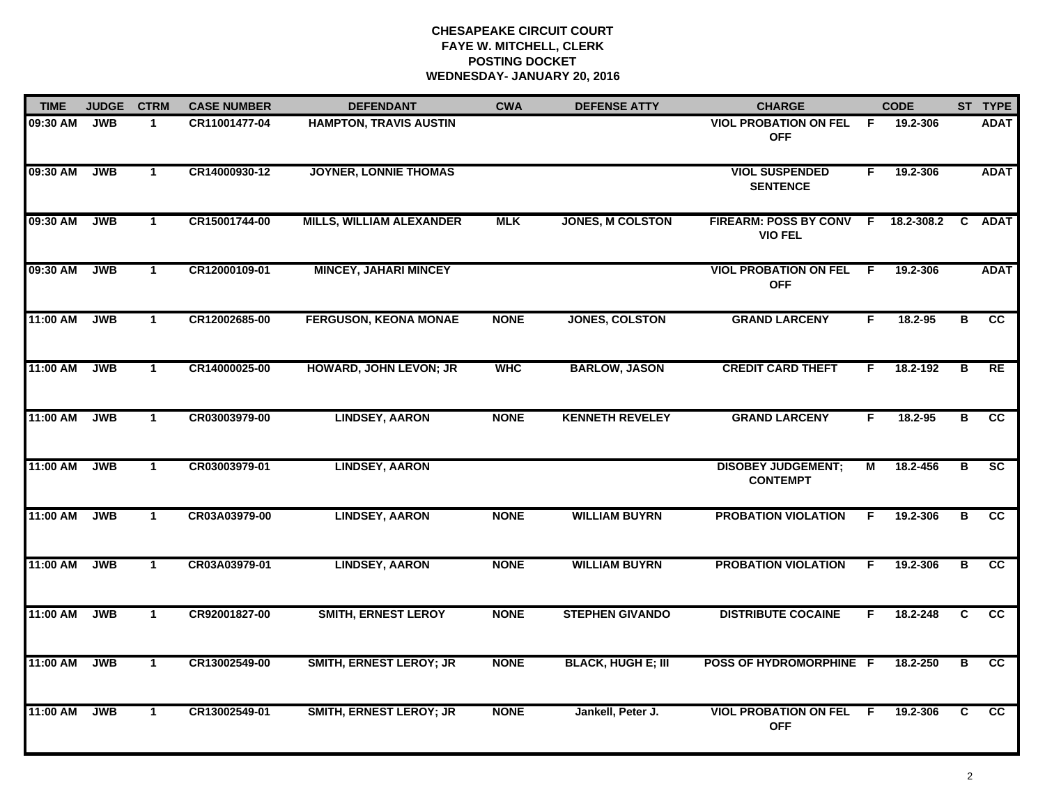**CHESAPEAKE CIRCUIT COURT**
**FAYE W. MITCHELL, CLERK**
**POSTING DOCKET**
**WEDNESDAY- JANUARY 20, 2016**

| TIME | JUDGE | CTRM | CASE NUMBER | DEFENDANT | CWA | DEFENSE ATTY | CHARGE | | CODE | ST | TYPE |
|---|---|---|---|---|---|---|---|---|---|---|---|
| 09:30 AM | JWB | 1 | CR11001477-04 | HAMPTON, TRAVIS AUSTIN | | | VIOL PROBATION ON FEL OFF | F | 19.2-306 | | ADAT |
| 09:30 AM | JWB | 1 | CR14000930-12 | JOYNER, LONNIE THOMAS | | | VIOL SUSPENDED SENTENCE | F | 19.2-306 | | ADAT |
| 09:30 AM | JWB | 1 | CR15001744-00 | MILLS, WILLIAM ALEXANDER | MLK | JONES, M COLSTON | FIREARM: POSS BY CONV VIO FEL | F | 18.2-308.2 | C | ADAT |
| 09:30 AM | JWB | 1 | CR12000109-01 | MINCEY, JAHARI MINCEY | | | VIOL PROBATION ON FEL OFF | F | 19.2-306 | | ADAT |
| 11:00 AM | JWB | 1 | CR12002685-00 | FERGUSON, KEONA MONAE | NONE | JONES, COLSTON | GRAND LARCENY | F | 18.2-95 | B | CC |
| 11:00 AM | JWB | 1 | CR14000025-00 | HOWARD, JOHN LEVON; JR | WHC | BARLOW, JASON | CREDIT CARD THEFT | F | 18.2-192 | B | RE |
| 11:00 AM | JWB | 1 | CR03003979-00 | LINDSEY, AARON | NONE | KENNETH REVELEY | GRAND LARCENY | F | 18.2-95 | B | CC |
| 11:00 AM | JWB | 1 | CR03003979-01 | LINDSEY, AARON | | | DISOBEY JUDGEMENT; CONTEMPT | M | 18.2-456 | B | SC |
| 11:00 AM | JWB | 1 | CR03A03979-00 | LINDSEY, AARON | NONE | WILLIAM BUYRN | PROBATION VIOLATION | F | 19.2-306 | B | CC |
| 11:00 AM | JWB | 1 | CR03A03979-01 | LINDSEY, AARON | NONE | WILLIAM BUYRN | PROBATION VIOLATION | F | 19.2-306 | B | CC |
| 11:00 AM | JWB | 1 | CR92001827-00 | SMITH, ERNEST LEROY | NONE | STEPHEN GIVANDO | DISTRIBUTE COCAINE | F | 18.2-248 | C | CC |
| 11:00 AM | JWB | 1 | CR13002549-00 | SMITH, ERNEST LEROY; JR | NONE | BLACK, HUGH E; III | POSS OF HYDROMORPHINE | F | 18.2-250 | B | CC |
| 11:00 AM | JWB | 1 | CR13002549-01 | SMITH, ERNEST LEROY; JR | NONE | Jankell, Peter J. | VIOL PROBATION ON FEL OFF | F | 19.2-306 | C | CC |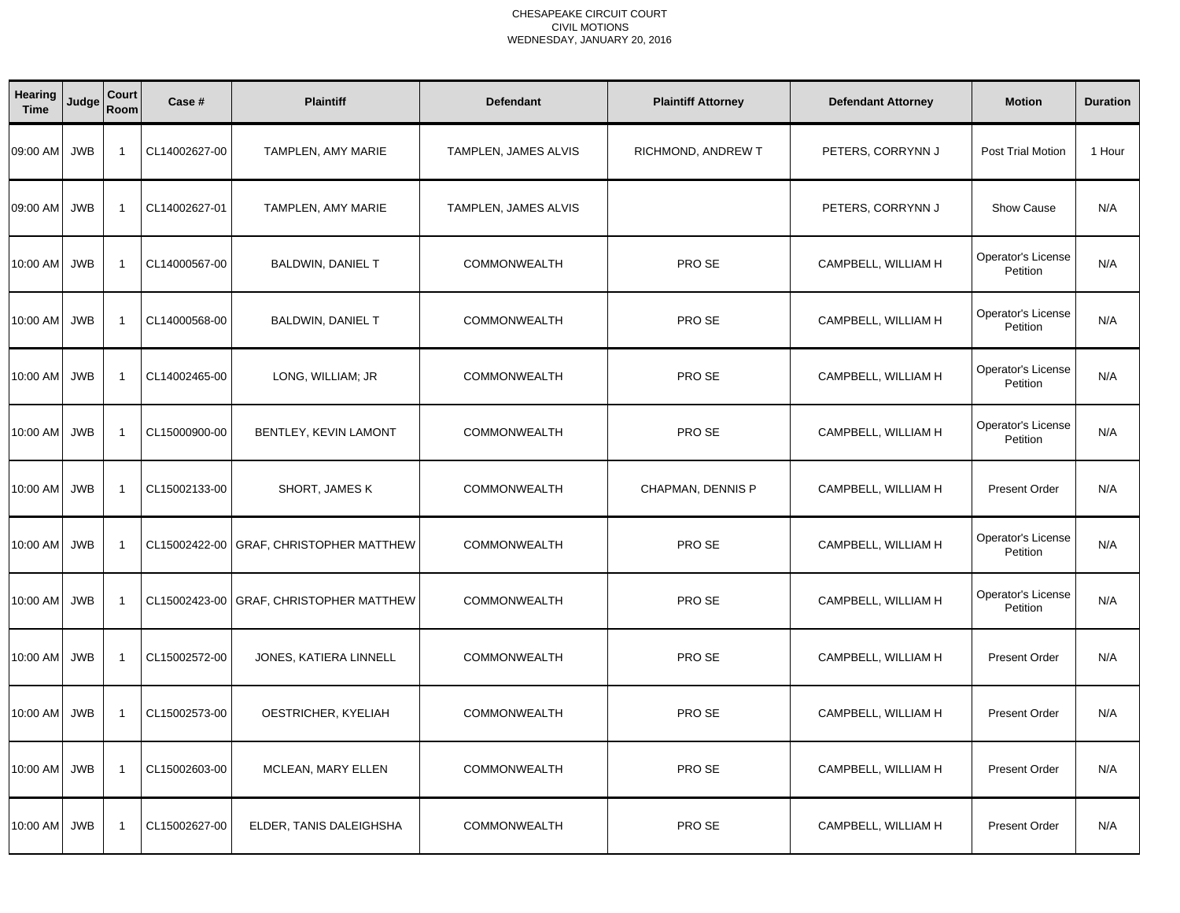CHESAPEAKE CIRCUIT COURT
CIVIL MOTIONS
WEDNESDAY, JANUARY 20, 2016

| Hearing Time | Judge | Court Room | Case # | Plaintiff | Defendant | Plaintiff Attorney | Defendant Attorney | Motion | Duration |
|---|---|---|---|---|---|---|---|---|---|
| 09:00 AM | JWB | 1 | CL14002627-00 | TAMPLEN, AMY MARIE | TAMPLEN, JAMES ALVIS | RICHMOND, ANDREW T | PETERS, CORRYNN J | Post Trial Motion | 1 Hour |
| 09:00 AM | JWB | 1 | CL14002627-01 | TAMPLEN, AMY MARIE | TAMPLEN, JAMES ALVIS | | PETERS, CORRYNN J | Show Cause | N/A |
| 10:00 AM | JWB | 1 | CL14000567-00 | BALDWIN, DANIEL T | COMMONWEALTH | PRO SE | CAMPBELL, WILLIAM H | Operator's License Petition | N/A |
| 10:00 AM | JWB | 1 | CL14000568-00 | BALDWIN, DANIEL T | COMMONWEALTH | PRO SE | CAMPBELL, WILLIAM H | Operator's License Petition | N/A |
| 10:00 AM | JWB | 1 | CL14002465-00 | LONG, WILLIAM; JR | COMMONWEALTH | PRO SE | CAMPBELL, WILLIAM H | Operator's License Petition | N/A |
| 10:00 AM | JWB | 1 | CL15000900-00 | BENTLEY, KEVIN LAMONT | COMMONWEALTH | PRO SE | CAMPBELL, WILLIAM H | Operator's License Petition | N/A |
| 10:00 AM | JWB | 1 | CL15002133-00 | SHORT, JAMES K | COMMONWEALTH | CHAPMAN, DENNIS P | CAMPBELL, WILLIAM H | Present Order | N/A |
| 10:00 AM | JWB | 1 | CL15002422-00 | GRAF, CHRISTOPHER MATTHEW | COMMONWEALTH | PRO SE | CAMPBELL, WILLIAM H | Operator's License Petition | N/A |
| 10:00 AM | JWB | 1 | CL15002423-00 | GRAF, CHRISTOPHER MATTHEW | COMMONWEALTH | PRO SE | CAMPBELL, WILLIAM H | Operator's License Petition | N/A |
| 10:00 AM | JWB | 1 | CL15002572-00 | JONES, KATIERA LINNELL | COMMONWEALTH | PRO SE | CAMPBELL, WILLIAM H | Present Order | N/A |
| 10:00 AM | JWB | 1 | CL15002573-00 | OESTRICHER, KYELIAH | COMMONWEALTH | PRO SE | CAMPBELL, WILLIAM H | Present Order | N/A |
| 10:00 AM | JWB | 1 | CL15002603-00 | MCLEAN, MARY ELLEN | COMMONWEALTH | PRO SE | CAMPBELL, WILLIAM H | Present Order | N/A |
| 10:00 AM | JWB | 1 | CL15002627-00 | ELDER, TANIS DALEIGHSHA | COMMONWEALTH | PRO SE | CAMPBELL, WILLIAM H | Present Order | N/A |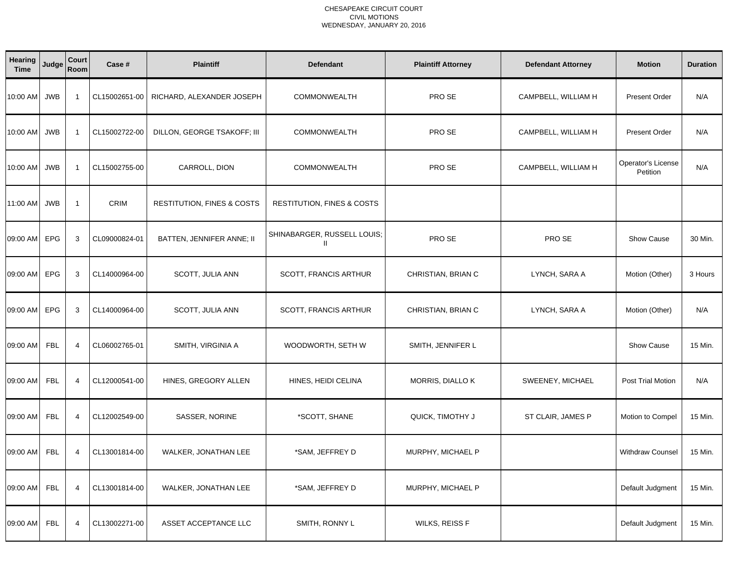CHESAPEAKE CIRCUIT COURT
CIVIL MOTIONS
WEDNESDAY, JANUARY 20, 2016

| Hearing Time | Judge | Court Room | Case # | Plaintiff | Defendant | Plaintiff Attorney | Defendant Attorney | Motion | Duration |
|---|---|---|---|---|---|---|---|---|---|
| 10:00 AM | JWB | 1 | CL15002651-00 | RICHARD, ALEXANDER JOSEPH | COMMONWEALTH | PRO SE | CAMPBELL, WILLIAM H | Present Order | N/A |
| 10:00 AM | JWB | 1 | CL15002722-00 | DILLON, GEORGE TSAKOFF; III | COMMONWEALTH | PRO SE | CAMPBELL, WILLIAM H | Present Order | N/A |
| 10:00 AM | JWB | 1 | CL15002755-00 | CARROLL, DION | COMMONWEALTH | PRO SE | CAMPBELL, WILLIAM H | Operator's License Petition | N/A |
| 11:00 AM | JWB | 1 | CRIM | RESTITUTION, FINES & COSTS | RESTITUTION, FINES & COSTS | | | | |
| 09:00 AM | EPG | 3 | CL09000824-01 | BATTEN, JENNIFER ANNE; II | SHINABARGER, RUSSELL LOUIS; II | PRO SE | PRO SE | Show Cause | 30 Min. |
| 09:00 AM | EPG | 3 | CL14000964-00 | SCOTT, JULIA ANN | SCOTT, FRANCIS ARTHUR | CHRISTIAN, BRIAN C | LYNCH, SARA A | Motion (Other) | 3 Hours |
| 09:00 AM | EPG | 3 | CL14000964-00 | SCOTT, JULIA ANN | SCOTT, FRANCIS ARTHUR | CHRISTIAN, BRIAN C | LYNCH, SARA A | Motion (Other) | N/A |
| 09:00 AM | FBL | 4 | CL06002765-01 | SMITH, VIRGINIA A | WOODWORTH, SETH W | SMITH, JENNIFER L | | Show Cause | 15 Min. |
| 09:00 AM | FBL | 4 | CL12000541-00 | HINES, GREGORY ALLEN | HINES, HEIDI CELINA | MORRIS, DIALLO K | SWEENEY, MICHAEL | Post Trial Motion | N/A |
| 09:00 AM | FBL | 4 | CL12002549-00 | SASSER, NORINE | *SCOTT, SHANE | QUICK, TIMOTHY J | ST CLAIR, JAMES P | Motion to Compel | 15 Min. |
| 09:00 AM | FBL | 4 | CL13001814-00 | WALKER, JONATHAN LEE | *SAM, JEFFREY D | MURPHY, MICHAEL P | | Withdraw Counsel | 15 Min. |
| 09:00 AM | FBL | 4 | CL13001814-00 | WALKER, JONATHAN LEE | *SAM, JEFFREY D | MURPHY, MICHAEL P | | Default Judgment | 15 Min. |
| 09:00 AM | FBL | 4 | CL13002271-00 | ASSET ACCEPTANCE LLC | SMITH, RONNY L | WILKS, REISS F | | Default Judgment | 15 Min. |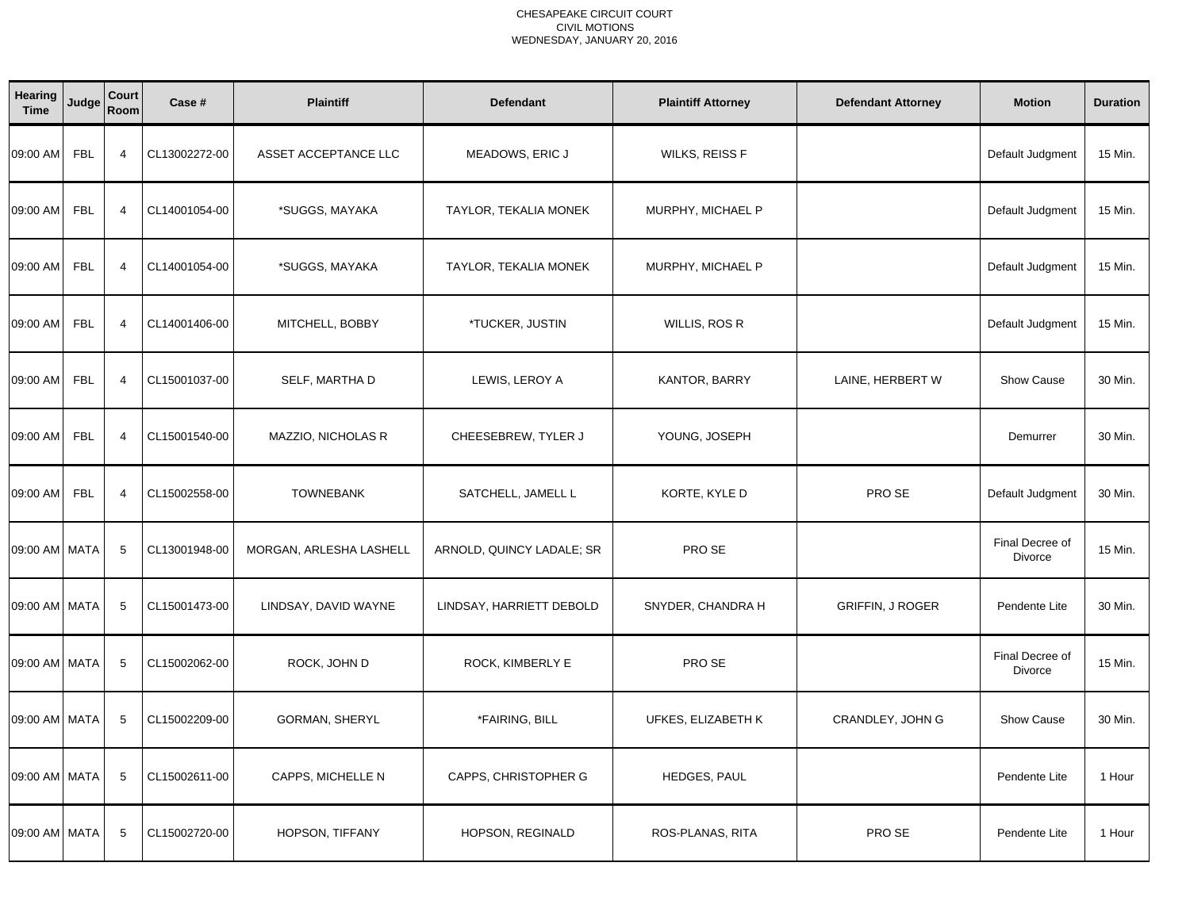CHESAPEAKE CIRCUIT COURT
CIVIL MOTIONS
WEDNESDAY, JANUARY 20, 2016

| Hearing Time | Judge | Court Room | Case # | Plaintiff | Defendant | Plaintiff Attorney | Defendant Attorney | Motion | Duration |
|---|---|---|---|---|---|---|---|---|---|
| 09:00 AM | FBL | 4 | CL13002272-00 | ASSET ACCEPTANCE LLC | MEADOWS, ERIC J | WILKS, REISS F | | Default Judgment | 15 Min. |
| 09:00 AM | FBL | 4 | CL14001054-00 | *SUGGS, MAYAKA | TAYLOR, TEKALIA MONEK | MURPHY, MICHAEL P | | Default Judgment | 15 Min. |
| 09:00 AM | FBL | 4 | CL14001054-00 | *SUGGS, MAYAKA | TAYLOR, TEKALIA MONEK | MURPHY, MICHAEL P | | Default Judgment | 15 Min. |
| 09:00 AM | FBL | 4 | CL14001406-00 | MITCHELL, BOBBY | *TUCKER, JUSTIN | WILLIS, ROS R | | Default Judgment | 15 Min. |
| 09:00 AM | FBL | 4 | CL15001037-00 | SELF, MARTHA D | LEWIS, LEROY A | KANTOR, BARRY | LAINE, HERBERT W | Show Cause | 30 Min. |
| 09:00 AM | FBL | 4 | CL15001540-00 | MAZZIO, NICHOLAS R | CHEESEBREW, TYLER J | YOUNG, JOSEPH | | Demurrer | 30 Min. |
| 09:00 AM | FBL | 4 | CL15002558-00 | TOWNEBANK | SATCHELL, JAMELL L | KORTE, KYLE D | PRO SE | Default Judgment | 30 Min. |
| 09:00 AM | MATA | 5 | CL13001948-00 | MORGAN, ARLESHA LASHELL | ARNOLD, QUINCY LADALE; SR | PRO SE | | Final Decree of Divorce | 15 Min. |
| 09:00 AM | MATA | 5 | CL15001473-00 | LINDSAY, DAVID WAYNE | LINDSAY, HARRIETT DEBOLD | SNYDER, CHANDRA H | GRIFFIN, J ROGER | Pendente Lite | 30 Min. |
| 09:00 AM | MATA | 5 | CL15002062-00 | ROCK, JOHN D | ROCK, KIMBERLY E | PRO SE | | Final Decree of Divorce | 15 Min. |
| 09:00 AM | MATA | 5 | CL15002209-00 | GORMAN, SHERYL | *FAIRING, BILL | UFKES, ELIZABETH K | CRANDLEY, JOHN G | Show Cause | 30 Min. |
| 09:00 AM | MATA | 5 | CL15002611-00 | CAPPS, MICHELLE N | CAPPS, CHRISTOPHER G | HEDGES, PAUL | | Pendente Lite | 1 Hour |
| 09:00 AM | MATA | 5 | CL15002720-00 | HOPSON, TIFFANY | HOPSON, REGINALD | ROS-PLANAS, RITA | PRO SE | Pendente Lite | 1 Hour |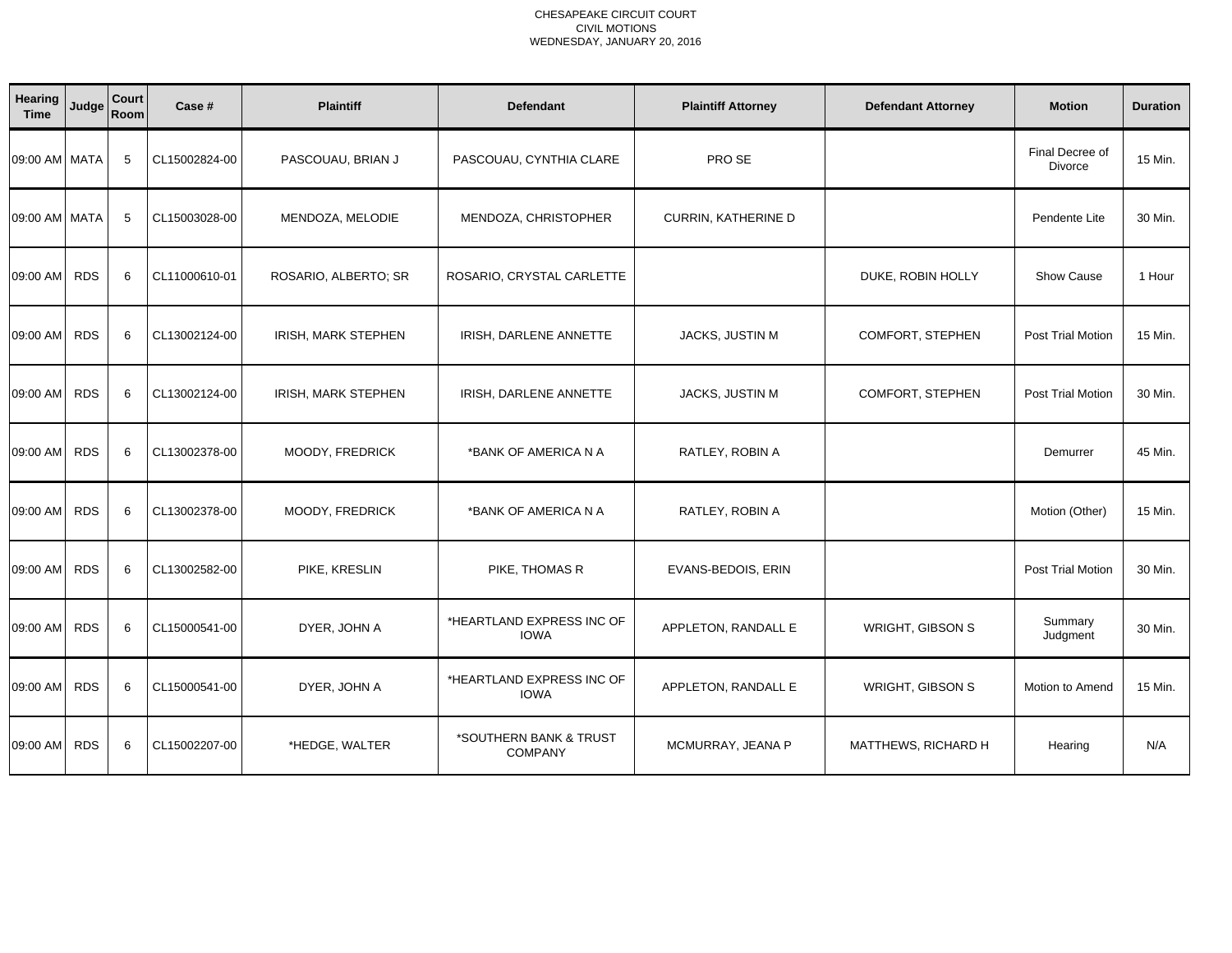CHESAPEAKE CIRCUIT COURT
CIVIL MOTIONS
WEDNESDAY, JANUARY 20, 2016

| Hearing Time | Judge | Court Room | Case # | Plaintiff | Defendant | Plaintiff Attorney | Defendant Attorney | Motion | Duration |
|---|---|---|---|---|---|---|---|---|---|
| 09:00 AM | MATA | 5 | CL15002824-00 | PASCOUAU, BRIAN J | PASCOUAU, CYNTHIA CLARE | PRO SE | | Final Decree of Divorce | 15 Min. |
| 09:00 AM | MATA | 5 | CL15003028-00 | MENDOZA, MELODIE | MENDOZA, CHRISTOPHER | CURRIN, KATHERINE D | | Pendente Lite | 30 Min. |
| 09:00 AM | RDS | 6 | CL11000610-01 | ROSARIO, ALBERTO; SR | ROSARIO, CRYSTAL CARLETTE | | DUKE, ROBIN HOLLY | Show Cause | 1 Hour |
| 09:00 AM | RDS | 6 | CL13002124-00 | IRISH, MARK STEPHEN | IRISH, DARLENE ANNETTE | JACKS, JUSTIN M | COMFORT, STEPHEN | Post Trial Motion | 15 Min. |
| 09:00 AM | RDS | 6 | CL13002124-00 | IRISH, MARK STEPHEN | IRISH, DARLENE ANNETTE | JACKS, JUSTIN M | COMFORT, STEPHEN | Post Trial Motion | 30 Min. |
| 09:00 AM | RDS | 6 | CL13002378-00 | MOODY, FREDRICK | *BANK OF AMERICA N A | RATLEY, ROBIN A | | Demurrer | 45 Min. |
| 09:00 AM | RDS | 6 | CL13002378-00 | MOODY, FREDRICK | *BANK OF AMERICA N A | RATLEY, ROBIN A | | Motion (Other) | 15 Min. |
| 09:00 AM | RDS | 6 | CL13002582-00 | PIKE, KRESLIN | PIKE, THOMAS R | EVANS-BEDOIS, ERIN | | Post Trial Motion | 30 Min. |
| 09:00 AM | RDS | 6 | CL15000541-00 | DYER, JOHN A | *HEARTLAND EXPRESS INC OF IOWA | APPLETON, RANDALL E | WRIGHT, GIBSON S | Summary Judgment | 30 Min. |
| 09:00 AM | RDS | 6 | CL15000541-00 | DYER, JOHN A | *HEARTLAND EXPRESS INC OF IOWA | APPLETON, RANDALL E | WRIGHT, GIBSON S | Motion to Amend | 15 Min. |
| 09:00 AM | RDS | 6 | CL15002207-00 | *HEDGE, WALTER | *SOUTHERN BANK & TRUST COMPANY | MCMURRAY, JEANA P | MATTHEWS, RICHARD H | Hearing | N/A |